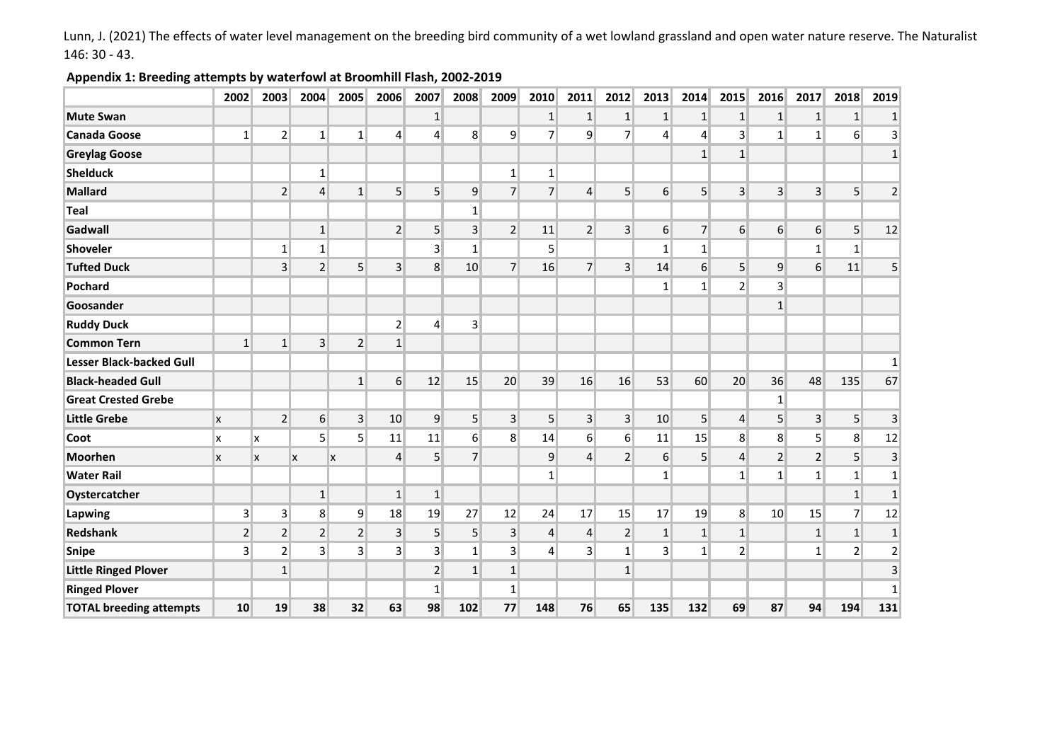Lunn, J. (2021) The effects of water level management on the breeding bird community of a wet lowland grassland and open water nature reserve. The Naturalist 146: 30 - 43.

**Appendix 1: Breeding attempts by waterfowl at Broomhill Flash, 2002-2019**

| | 2002 | 2003 | 2004 | 2005 | 2006 | 2007 | 2008 | 2009 | 2010 | 2011 | 2012 | 2013 | 2014 | 2015 | 2016 | 2017 | 2018 | 2019 |
|---|---|---|---|---|---|---|---|---|---|---|---|---|---|---|---|---|---|---|
| **Mute Swan** | | | | | | 1 | | | 1 | 1 | 1 | 1 | 1 | 1 | 1 | 1 | 1 | 1 |
| **Canada Goose** | 1 | 2 | 1 | 1 | 4 | 4 | 8 | 9 | 7 | 9 | 7 | 4 | 4 | 3 | 1 | 1 | 6 | 3 |
| **Greylag Goose** | | | | | | | | | | | | | 1 | 1 | | | | 1 |
| **Shelduck** | | | 1 | | | | | 1 | 1 | | | | | | | | | |
| **Mallard** | | 2 | 4 | 1 | 5 | 5 | 9 | 7 | 7 | 4 | 5 | 6 | 5 | 3 | 3 | 3 | 5 | 2 |
| **Teal** | | | | | | | 1 | | | | | | | | | | | |
| **Gadwall** | | | 1 | | 2 | 5 | 3 | 2 | 11 | 2 | 3 | 6 | 7 | 6 | 6 | 6 | 5 | 12 |
| **Shoveler** | | 1 | 1 | | | 3 | 1 | | 5 | | | 1 | 1 | | | 1 | 1 | |
| **Tufted Duck** | | 3 | 2 | 5 | 3 | 8 | 10 | 7 | 16 | 7 | 3 | 14 | 6 | 5 | 9 | 6 | 11 | 5 |
| **Pochard** | | | | | | | | | | | | 1 | 1 | 2 | 3 | | | |
| **Goosander** | | | | | | | | | | | | | | | 1 | | | |
| **Ruddy Duck** | | | | | 2 | 4 | 3 | | | | | | | | | | | |
| **Common Tern** | 1 | 1 | 3 | 2 | 1 | | | | | | | | | | | | | |
| **Lesser Black-backed Gull** | | | | | | | | | | | | | | | | | | 1 |
| **Black-headed Gull** | | | | 1 | 6 | 12 | 15 | 20 | 39 | 16 | 16 | 53 | 60 | 20 | 36 | 48 | 135 | 67 |
| **Great Crested Grebe** | | | | | | | | | | | | | | | 1 | | | |
| **Little Grebe** | x | 2 | 6 | 3 | 10 | 9 | 5 | 3 | 5 | 3 | 3 | 10 | 5 | 4 | 5 | 3 | 5 | 3 |
| **Coot** | x | x | 5 | 5 | 11 | 11 | 6 | 8 | 14 | 6 | 6 | 11 | 15 | 8 | 8 | 5 | 8 | 12 |
| **Moorhen** | x | x | x | x | 4 | 5 | 7 | | 9 | 4 | 2 | 6 | 5 | 4 | 2 | 2 | 5 | 3 |
| **Water Rail** | | | | | | | | | 1 | | | 1 | | 1 | 1 | 1 | 1 | 1 |
| **Oystercatcher** | | | 1 | | 1 | 1 | | | | | | | | | | | 1 | 1 |
| **Lapwing** | 3 | 3 | 8 | 9 | 18 | 19 | 27 | 12 | 24 | 17 | 15 | 17 | 19 | 8 | 10 | 15 | 7 | 12 |
| **Redshank** | 2 | 2 | 2 | 2 | 3 | 5 | 5 | 3 | 4 | 4 | 2 | 1 | 1 | 1 | | 1 | 1 | 1 |
| **Snipe** | 3 | 2 | 3 | 3 | 3 | 3 | 1 | 3 | 4 | 3 | 1 | 3 | 1 | 2 | | 1 | 2 | 2 |
| **Little Ringed Plover** | | 1 | | | | 2 | 1 | 1 | | | 1 | | | | | | | 3 |
| **Ringed Plover** | | | | | | 1 | | 1 | | | | | | | | | | 1 |
| **TOTAL breeding attempts** | **10** | **19** | **38** | **32** | **63** | **98** | **102** | **77** | **148** | **76** | **65** | **135** | **132** | **69** | **87** | **94** | **194** | **131** |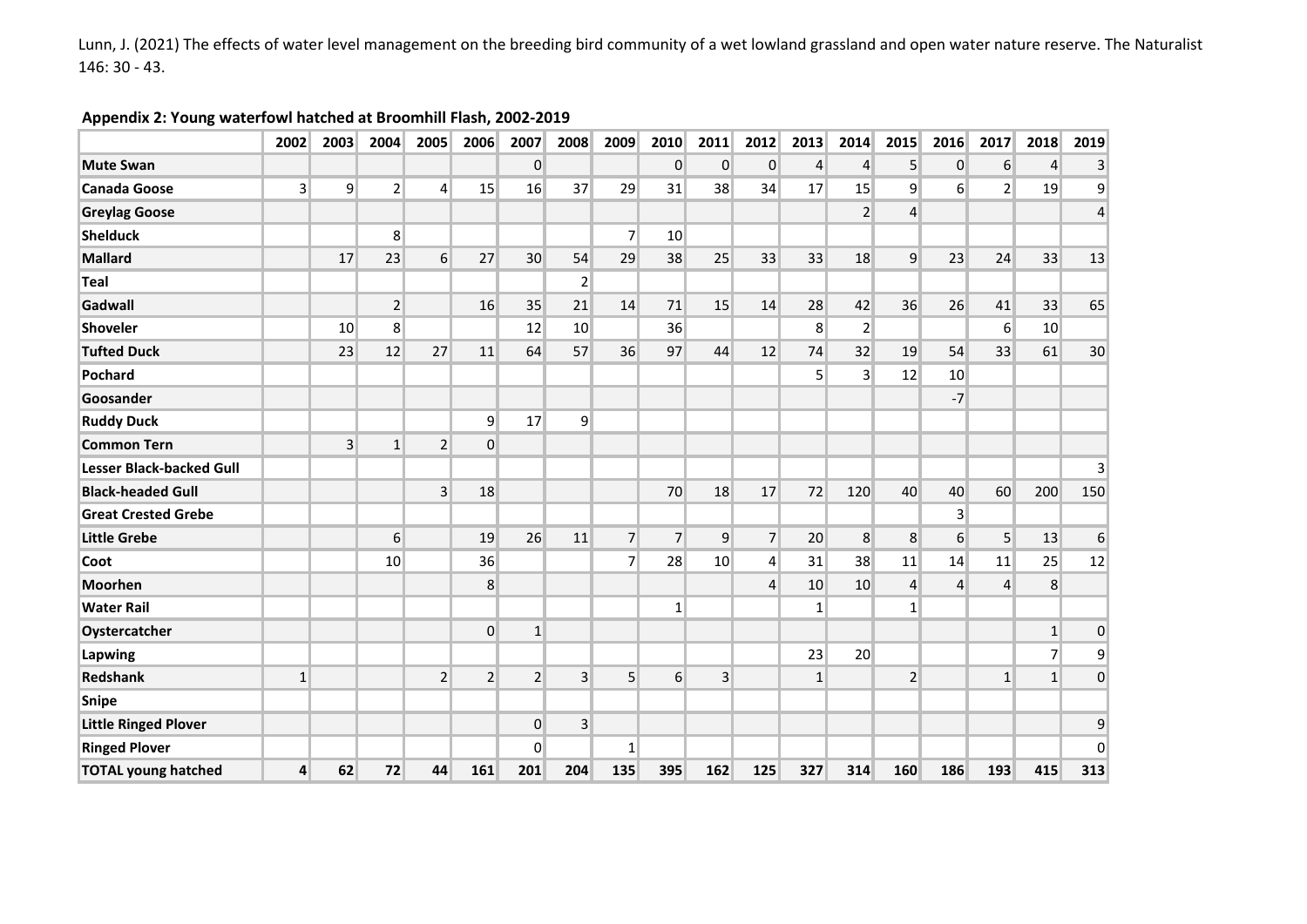Lunn, J. (2021) The effects of water level management on the breeding bird community of a wet lowland grassland and open water nature reserve. The Naturalist 146: 30 - 43.

**Appendix 2: Young waterfowl hatched at Broomhill Flash, 2002-2019**

| | 2002 | 2003 | 2004 | 2005 | 2006 | 2007 | 2008 | 2009 | 2010 | 2011 | 2012 | 2013 | 2014 | 2015 | 2016 | 2017 | 2018 | 2019 |
|---|---|---|---|---|---|---|---|---|---|---|---|---|---|---|---|---|---|---|
| **Mute Swan** | | | | | | 0 | | | 0 | 0 | 0 | 4 | 4 | 5 | 0 | 6 | 4 | 3 |
| **Canada Goose** | 3 | 9 | 2 | 4 | 15 | 16 | 37 | 29 | 31 | 38 | 34 | 17 | 15 | 9 | 6 | 2 | 19 | 9 |
| **Greylag Goose** | | | | | | | | | | | | | 2 | 4 | | | | 4 |
| **Shelduck** | | | 8 | | | | | 7 | 10 | | | | | | | | | |
| **Mallard** | | 17 | 23 | 6 | 27 | 30 | 54 | 29 | 38 | 25 | 33 | 33 | 18 | 9 | 23 | 24 | 33 | 13 |
| **Teal** | | | | | | | 2 | | | | | | | | | | | |
| **Gadwall** | | | 2 | | 16 | 35 | 21 | 14 | 71 | 15 | 14 | 28 | 42 | 36 | 26 | 41 | 33 | 65 |
| **Shoveler** | | 10 | 8 | | | 12 | 10 | | 36 | | | 8 | 2 | | | 6 | 10 | |
| **Tufted Duck** | | 23 | 12 | 27 | 11 | 64 | 57 | 36 | 97 | 44 | 12 | 74 | 32 | 19 | 54 | 33 | 61 | 30 |
| **Pochard** | | | | | | | | | | | | 5 | 3 | 12 | 10 | | | |
| **Goosander** | | | | | | | | | | | | | | | -7 | | | |
| **Ruddy Duck** | | | | | 9 | 17 | 9 | | | | | | | | | | | |
| **Common Tern** | | 3 | 1 | 2 | 0 | | | | | | | | | | | | | |
| **Lesser Black-backed Gull** | | | | | | | | | | | | | | | | | | 3 |
| **Black-headed Gull** | | | | 3 | 18 | | | | 70 | 18 | 17 | 72 | 120 | 40 | 40 | 60 | 200 | 150 |
| **Great Crested Grebe** | | | | | | | | | | | | | | | 3 | | | |
| **Little Grebe** | | | 6 | | 19 | 26 | 11 | 7 | 7 | 9 | 7 | 20 | 8 | 8 | 6 | 5 | 13 | 6 |
| **Coot** | | | 10 | | 36 | | | 7 | 28 | 10 | 4 | 31 | 38 | 11 | 14 | 11 | 25 | 12 |
| **Moorhen** | | | | | 8 | | | | | | 4 | 10 | 10 | 4 | 4 | 4 | 8 | |
| **Water Rail** | | | | | | | | | 1 | | | 1 | | 1 | | | | |
| **Oystercatcher** | | | | | 0 | 1 | | | | | | | | | | | 1 | 0 |
| **Lapwing** | | | | | | | | | | | | 23 | 20 | | | | 7 | 9 |
| **Redshank** | 1 | | | 2 | 2 | 2 | 3 | 5 | 6 | 3 | | 1 | | 2 | | 1 | 1 | 0 |
| **Snipe** | | | | | | | | | | | | | | | | | | |
| **Little Ringed Plover** | | | | | | 0 | 3 | | | | | | | | | | | 9 |
| **Ringed Plover** | | | | | | 0 | | 1 | | | | | | | | | | 0 |
| **TOTAL young hatched** | **4** | **62** | **72** | **44** | **161** | **201** | **204** | **135** | **395** | **162** | **125** | **327** | **314** | **160** | **186** | **193** | **415** | **313** |